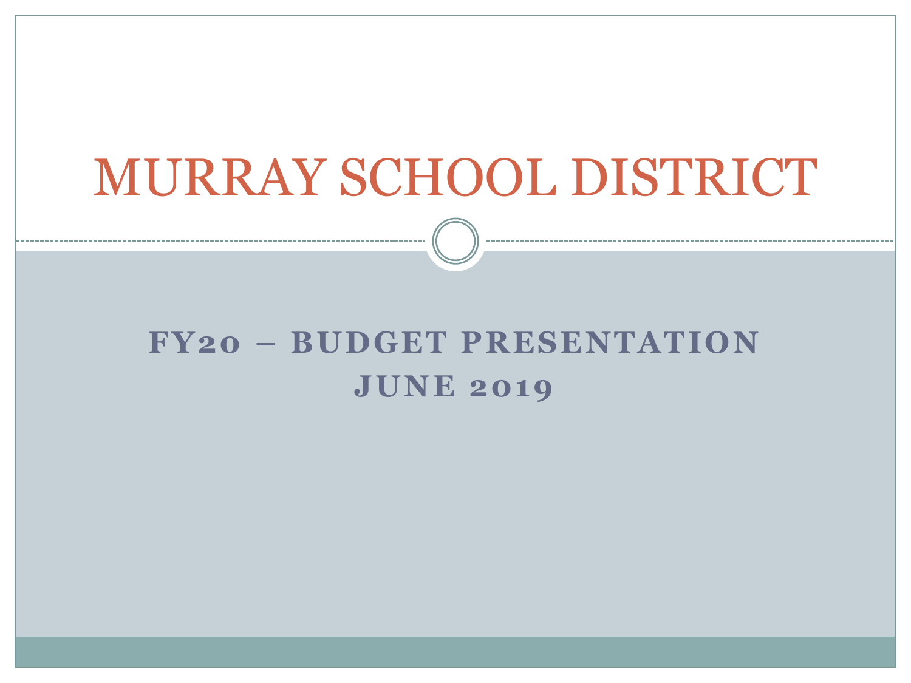# MURRAY SCHOOL DISTRICT

## FY20 – BUDGET PRESENTATION
## JUNE 2019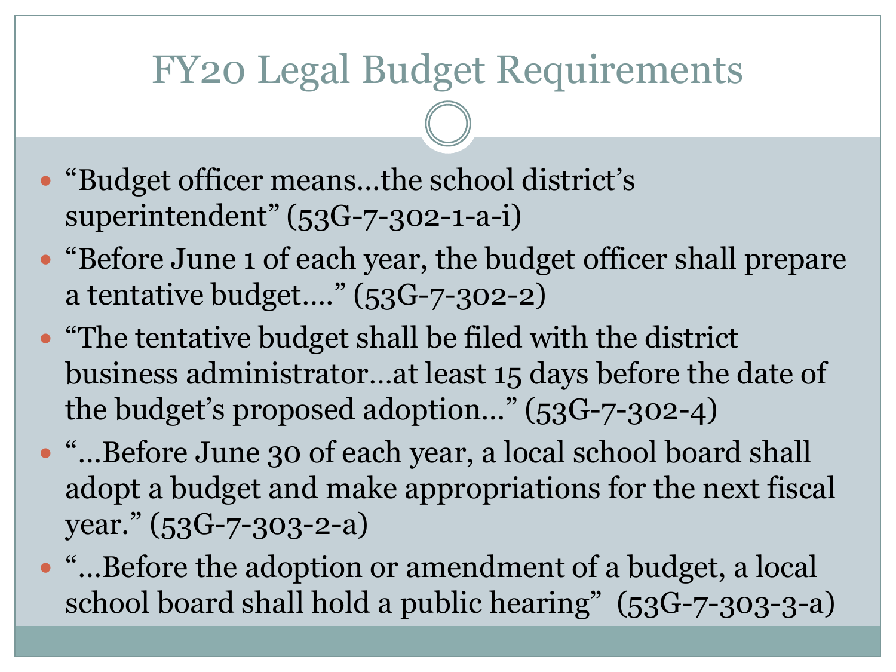# FY20 Legal Budget Requirements

- "Budget officer means…the school district's superintendent" (53G-7-302-1-a-i)
- "Before June 1 of each year, the budget officer shall prepare a tentative budget…." (53G-7-302-2)
- "The tentative budget shall be filed with the district business administrator…at least 15 days before the date of the budget's proposed adoption…" (53G-7-302-4)
- "…Before June 30 of each year, a local school board shall adopt a budget and make appropriations for the next fiscal year." (53G-7-303-2-a)
- "…Before the adoption or amendment of a budget, a local school board shall hold a public hearing" (53G-7-303-3-a)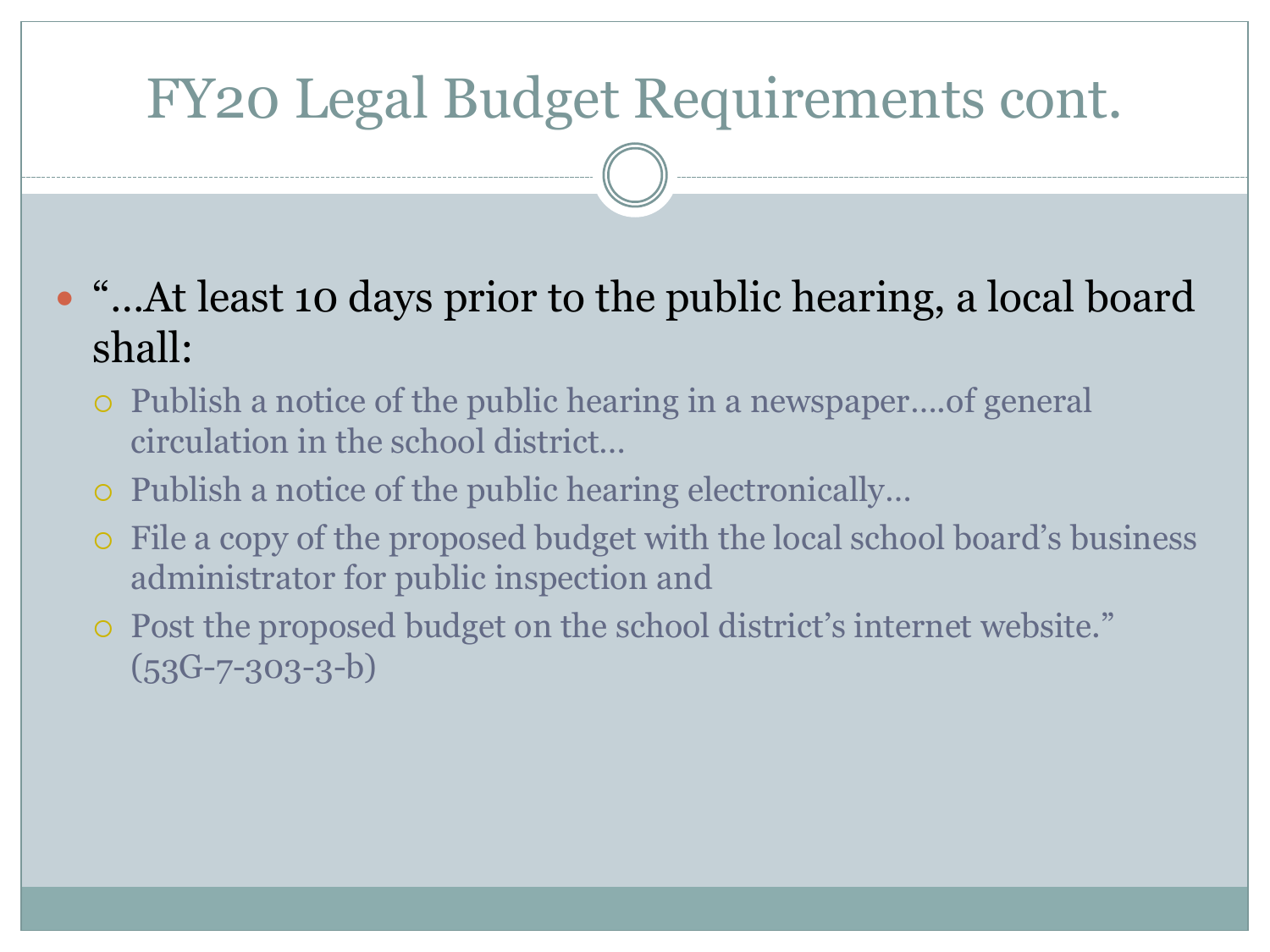# FY20 Legal Budget Requirements cont.

- "…At least 10 days prior to the public hearing, a local board shall:
  - Publish a notice of the public hearing in a newspaper….of general circulation in the school district…
  - Publish a notice of the public hearing electronically…
  - File a copy of the proposed budget with the local school board's business administrator for public inspection and
  - Post the proposed budget on the school district's internet website." (53G-7-303-3-b)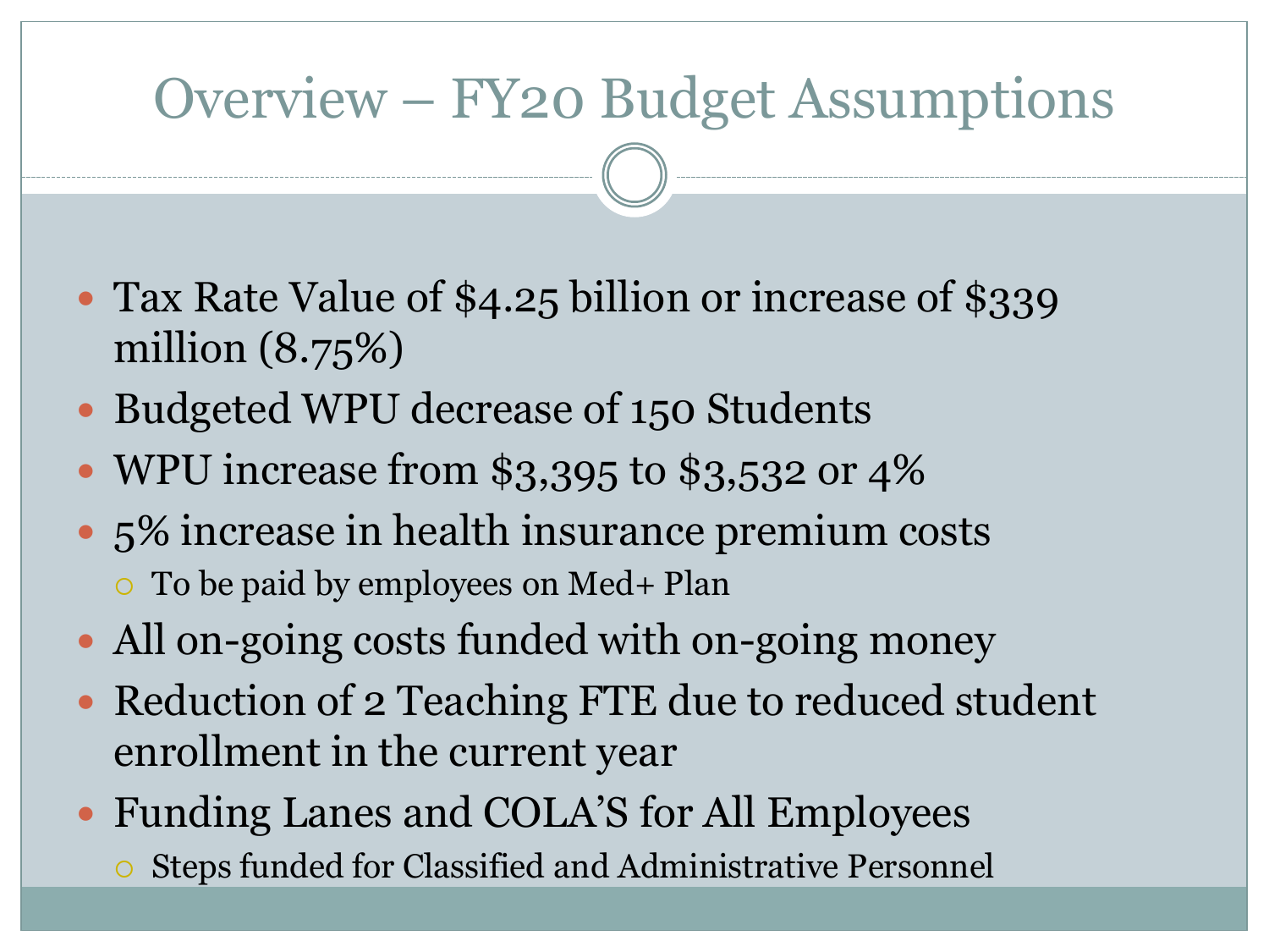# Overview – FY20 Budget Assumptions

- Tax Rate Value of $4.25 billion or increase of $339 million (8.75%)
- Budgeted WPU decrease of 150 Students
- WPU increase from $3,395 to $3,532 or 4%
- 5% increase in health insurance premium costs
  - To be paid by employees on Med+ Plan
- All on-going costs funded with on-going money
- Reduction of 2 Teaching FTE due to reduced student enrollment in the current year
- Funding Lanes and COLA'S for All Employees
  - Steps funded for Classified and Administrative Personnel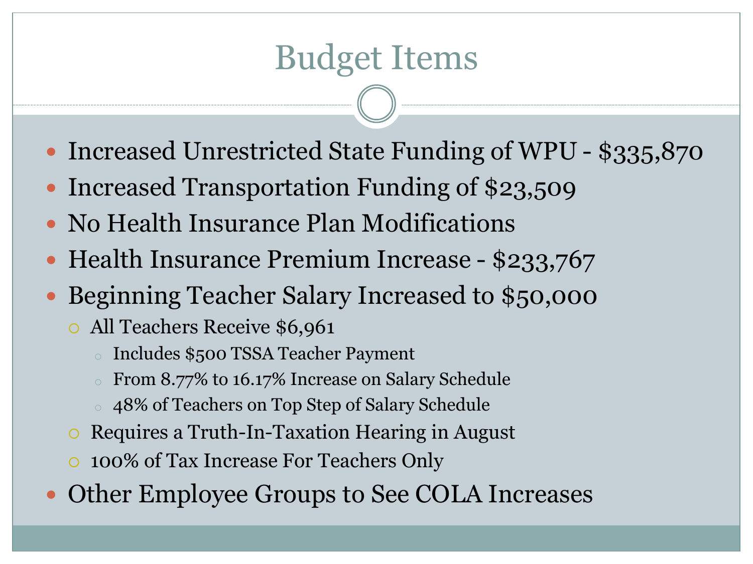# Budget Items

- Increased Unrestricted State Funding of WPU - $335,870
- Increased Transportation Funding of $23,509
- No Health Insurance Plan Modifications
- Health Insurance Premium Increase - $233,767
- Beginning Teacher Salary Increased to $50,000
  - All Teachers Receive $6,961
    - Includes $500 TSSA Teacher Payment
    - From 8.77% to 16.17% Increase on Salary Schedule
    - 48% of Teachers on Top Step of Salary Schedule
  - Requires a Truth-In-Taxation Hearing in August
  - 100% of Tax Increase For Teachers Only
- Other Employee Groups to See COLA Increases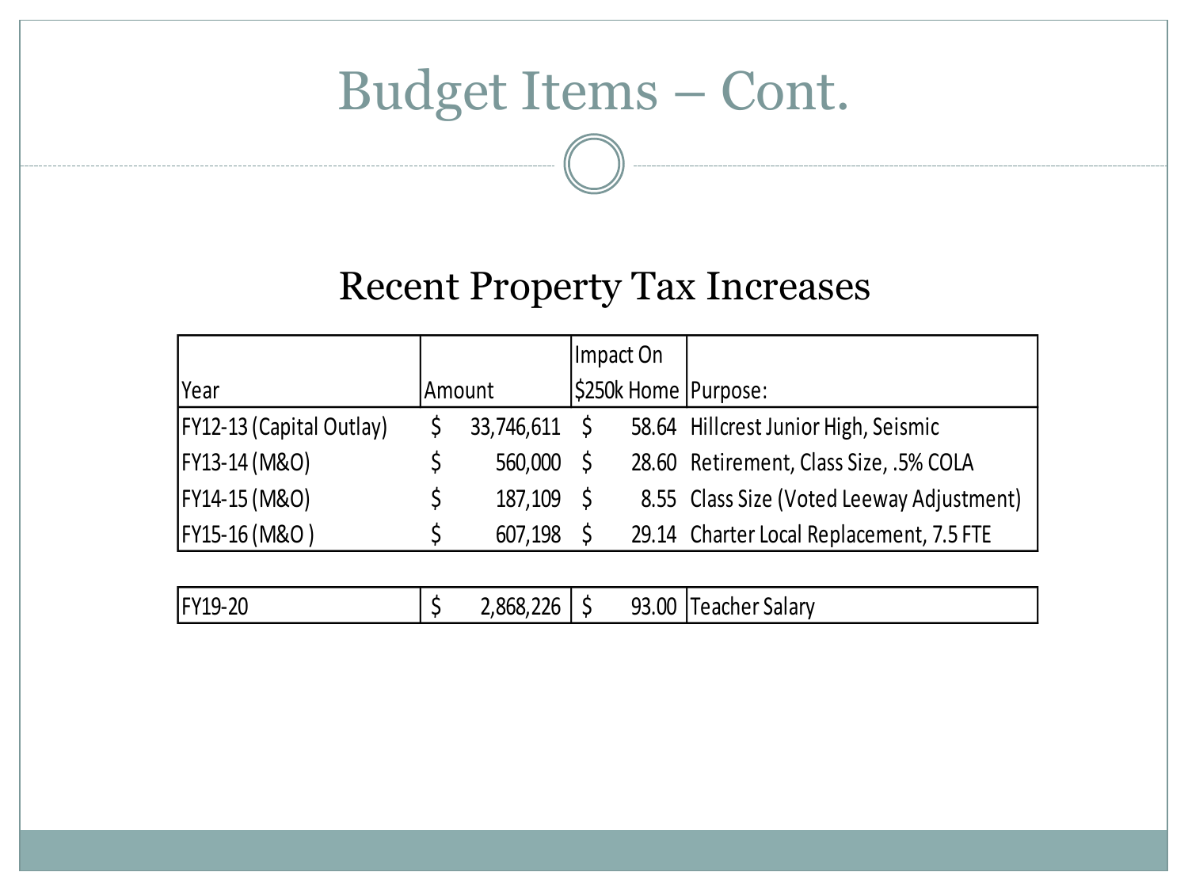# Budget Items – Cont.

## Recent Property Tax Increases

| Year | Amount | Impact On $250k Home | Purpose: |
|---|---|---|---|
| FY12-13 (Capital Outlay) | $ 33,746,611 | $ 58.64 | Hillcrest Junior High, Seismic |
| FY13-14 (M&O) | $ 560,000 | $ 28.60 | Retirement, Class Size, .5% COLA |
| FY14-15 (M&O) | $ 187,109 | $ 8.55 | Class Size (Voted Leeway Adjustment) |
| FY15-16 (M&O ) | $ 607,198 | $ 29.14 | Charter Local Replacement, 7.5 FTE |
| FY19-20 | $ 2,868,226 | $ 93.00 | Teacher Salary |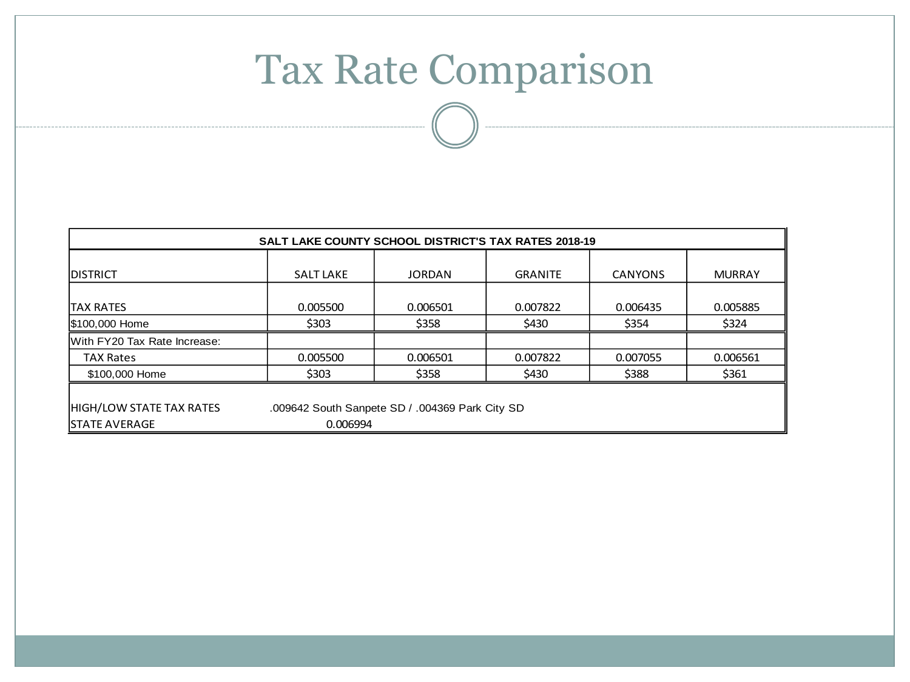# Tax Rate Comparison

| SALT LAKE COUNTY SCHOOL DISTRICT'S TAX RATES 2018-19 | | | | | |
|---|---|---|---|---|---|
| DISTRICT | SALT LAKE | JORDAN | GRANITE | CANYONS | MURRAY |
| TAX RATES | 0.005500 | 0.006501 | 0.007822 | 0.006435 | 0.005885 |
| $100,000 Home | $303 | $358 | $430 | $354 | $324 |
| With FY20 Tax Rate Increase: | | | | | |
| TAX Rates | 0.005500 | 0.006501 | 0.007822 | 0.007055 | 0.006561 |
| $100,000 Home | $303 | $358 | $430 | $388 | $361 |
| HIGH/LOW STATE TAX RATES | .009642 South Sanpete SD / .004369 Park City SD | | | | |
| STATE AVERAGE | 0.006994 | | | | |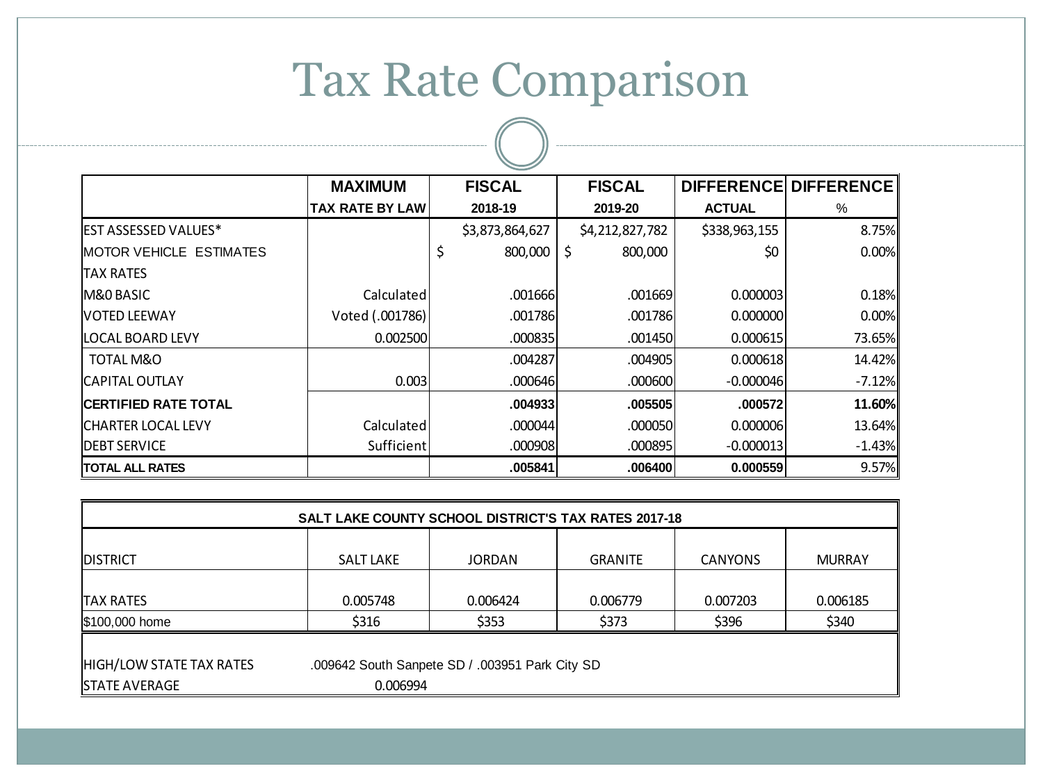# Tax Rate Comparison

| | MAXIMUM TAX RATE BY LAW | FISCAL 2018-19 | FISCAL 2019-20 | DIFFERENCE ACTUAL | DIFFERENCE % |
|---|---|---|---|---|---|
| EST ASSESSED VALUES* | | $3,873,864,627 | $4,212,827,782 | $338,963,155 | 8.75% |
| MOTOR VEHICLE ESTIMATES | | $ 800,000 | $ 800,000 | $0 | 0.00% |
| TAX RATES | | | | | |
| M&0 BASIC | Calculated | .001666 | .001669 | 0.000003 | 0.18% |
| VOTED LEEWAY | Voted (.001786) | .001786 | .001786 | 0.000000 | 0.00% |
| LOCAL BOARD LEVY | 0.002500 | .000835 | .001450 | 0.000615 | 73.65% |
| TOTAL M&O | | .004287 | .004905 | 0.000618 | 14.42% |
| CAPITAL OUTLAY | 0.003 | .000646 | .000600 | -0.000046 | -7.12% |
| **CERTIFIED RATE TOTAL** | | **.004933** | **.005505** | **.000572** | **11.60%** |
| CHARTER LOCAL LEVY | Calculated | .000044 | .000050 | 0.000006 | 13.64% |
| DEBT SERVICE | Sufficient | .000908 | .000895 | -0.000013 | -1.43% |
| **TOTAL ALL RATES** | | **.005841** | **.006400** | **0.000559** | 9.57% |

| SALT LAKE COUNTY SCHOOL DISTRICT'S TAX RATES 2017-18 | | | | | |
|---|---|---|---|---|---|
| DISTRICT | SALT LAKE | JORDAN | GRANITE | CANYONS | MURRAY |
| TAX RATES | 0.005748 | 0.006424 | 0.006779 | 0.007203 | 0.006185 |
| $100,000 home | $316 | $353 | $373 | $396 | $340 |
| HIGH/LOW STATE TAX RATES | .009642 South Sanpete SD / .003951 Park City SD | | | | |
| STATE AVERAGE | 0.006994 | | | | |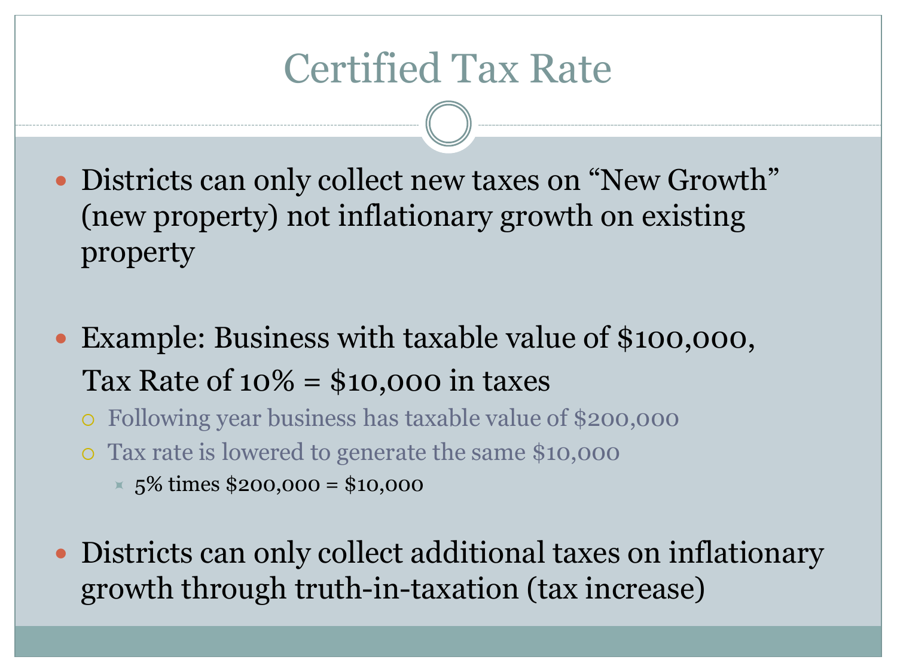# Certified Tax Rate

- Districts can only collect new taxes on "New Growth" (new property) not inflationary growth on existing property

- Example: Business with taxable value of $100,000, Tax Rate of 10% = $10,000 in taxes
  - Following year business has taxable value of $200,000
  - Tax rate is lowered to generate the same $10,000
    - 5% times $200,000 = $10,000

- Districts can only collect additional taxes on inflationary growth through truth-in-taxation (tax increase)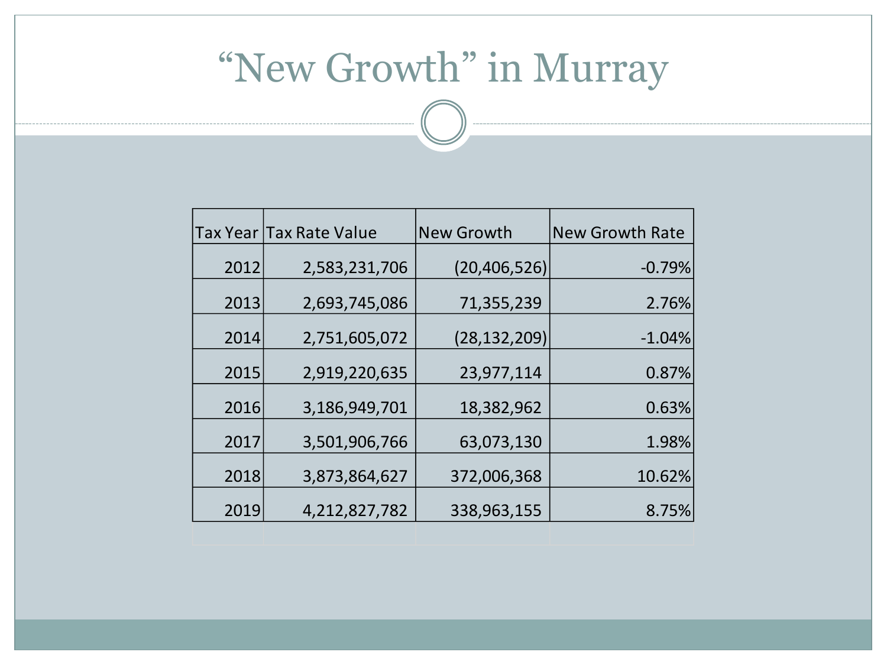# "New Growth" in Murray

| Tax Year | Tax Rate Value | New Growth | New Growth Rate |
|---|---|---|---|
| 2012 | 2,583,231,706 | (20,406,526) | -0.79% |
| 2013 | 2,693,745,086 | 71,355,239 | 2.76% |
| 2014 | 2,751,605,072 | (28,132,209) | -1.04% |
| 2015 | 2,919,220,635 | 23,977,114 | 0.87% |
| 2016 | 3,186,949,701 | 18,382,962 | 0.63% |
| 2017 | 3,501,906,766 | 63,073,130 | 1.98% |
| 2018 | 3,873,864,627 | 372,006,368 | 10.62% |
| 2019 | 4,212,827,782 | 338,963,155 | 8.75% |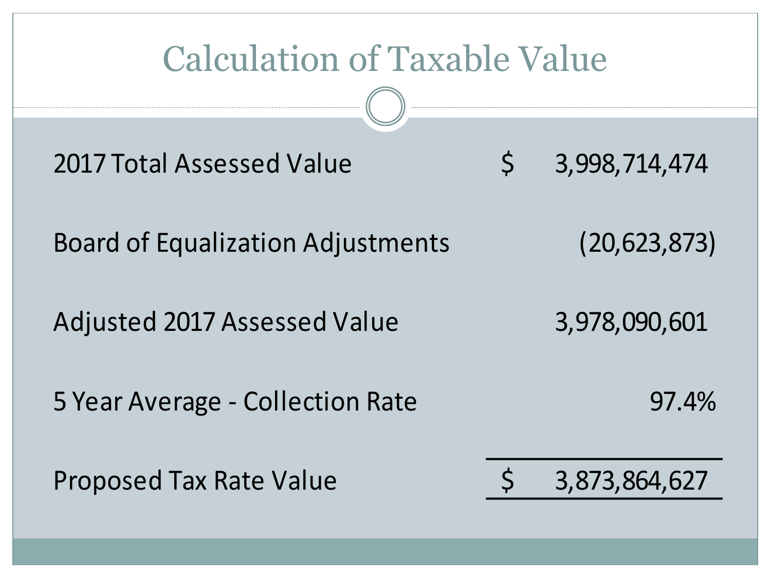# Calculation of Taxable Value

| | | |
|---|---|---|
| 2017 Total Assessed Value | $ | 3,998,714,474 |
| Board of Equalization Adjustments | | (20,623,873) |
| Adjusted 2017 Assessed Value | | 3,978,090,601 |
| 5 Year Average - Collection Rate | | 97.4% |
| Proposed Tax Rate Value | $ | 3,873,864,627 |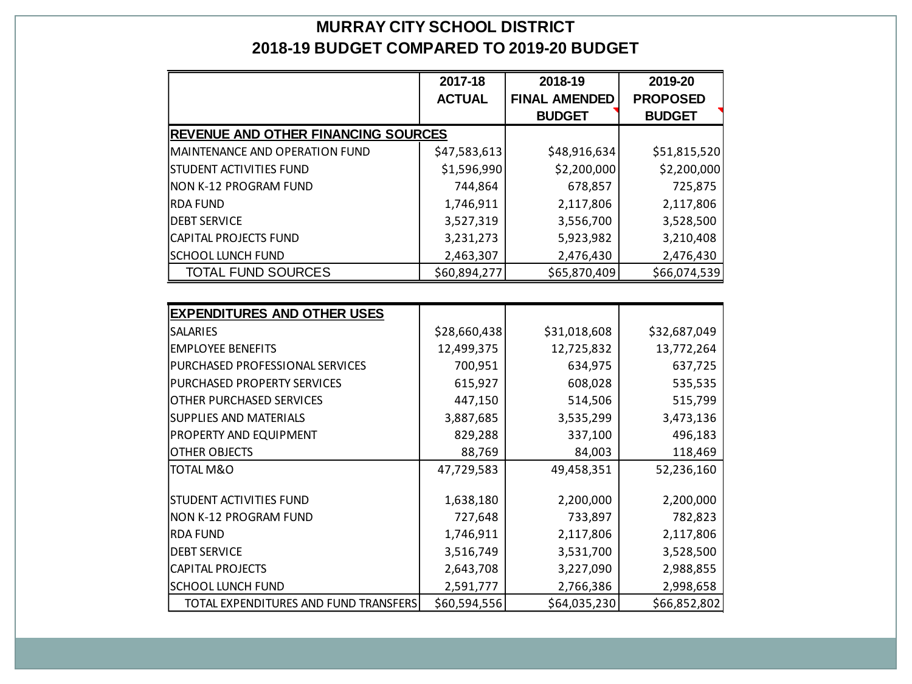# MURRAY CITY SCHOOL DISTRICT
## 2018-19 BUDGET COMPARED TO 2019-20 BUDGET

| | 2017-18 ACTUAL | 2018-19 FINAL AMENDED BUDGET | 2019-20 PROPOSED BUDGET |
|---|---|---|---|
| **REVENUE AND OTHER FINANCING SOURCES** | | | |
| MAINTENANCE AND OPERATION FUND | $47,583,613 | $48,916,634 | $51,815,520 |
| STUDENT ACTIVITIES FUND | $1,596,990 | $2,200,000 | $2,200,000 |
| NON K-12 PROGRAM FUND | 744,864 | 678,857 | 725,875 |
| RDA FUND | 1,746,911 | 2,117,806 | 2,117,806 |
| DEBT SERVICE | 3,527,319 | 3,556,700 | 3,528,500 |
| CAPITAL PROJECTS FUND | 3,231,273 | 5,923,982 | 3,210,408 |
| SCHOOL LUNCH FUND | 2,463,307 | 2,476,430 | 2,476,430 |
| TOTAL FUND SOURCES | $60,894,277 | $65,870,409 | $66,074,539 |

| | 2017-18 ACTUAL | 2018-19 FINAL AMENDED BUDGET | 2019-20 PROPOSED BUDGET |
|---|---|---|---|
| **EXPENDITURES AND OTHER USES** | | | |
| SALARIES | $28,660,438 | $31,018,608 | $32,687,049 |
| EMPLOYEE BENEFITS | 12,499,375 | 12,725,832 | 13,772,264 |
| PURCHASED PROFESSIONAL SERVICES | 700,951 | 634,975 | 637,725 |
| PURCHASED PROPERTY SERVICES | 615,927 | 608,028 | 535,535 |
| OTHER PURCHASED SERVICES | 447,150 | 514,506 | 515,799 |
| SUPPLIES AND MATERIALS | 3,887,685 | 3,535,299 | 3,473,136 |
| PROPERTY AND EQUIPMENT | 829,288 | 337,100 | 496,183 |
| OTHER OBJECTS | 88,769 | 84,003 | 118,469 |
| TOTAL M&O | 47,729,583 | 49,458,351 | 52,236,160 |
| STUDENT ACTIVITIES FUND | 1,638,180 | 2,200,000 | 2,200,000 |
| NON K-12 PROGRAM FUND | 727,648 | 733,897 | 782,823 |
| RDA FUND | 1,746,911 | 2,117,806 | 2,117,806 |
| DEBT SERVICE | 3,516,749 | 3,531,700 | 3,528,500 |
| CAPITAL PROJECTS | 2,643,708 | 3,227,090 | 2,988,855 |
| SCHOOL LUNCH FUND | 2,591,777 | 2,766,386 | 2,998,658 |
| TOTAL EXPENDITURES AND FUND TRANSFERS | $60,594,556 | $64,035,230 | $66,852,802 |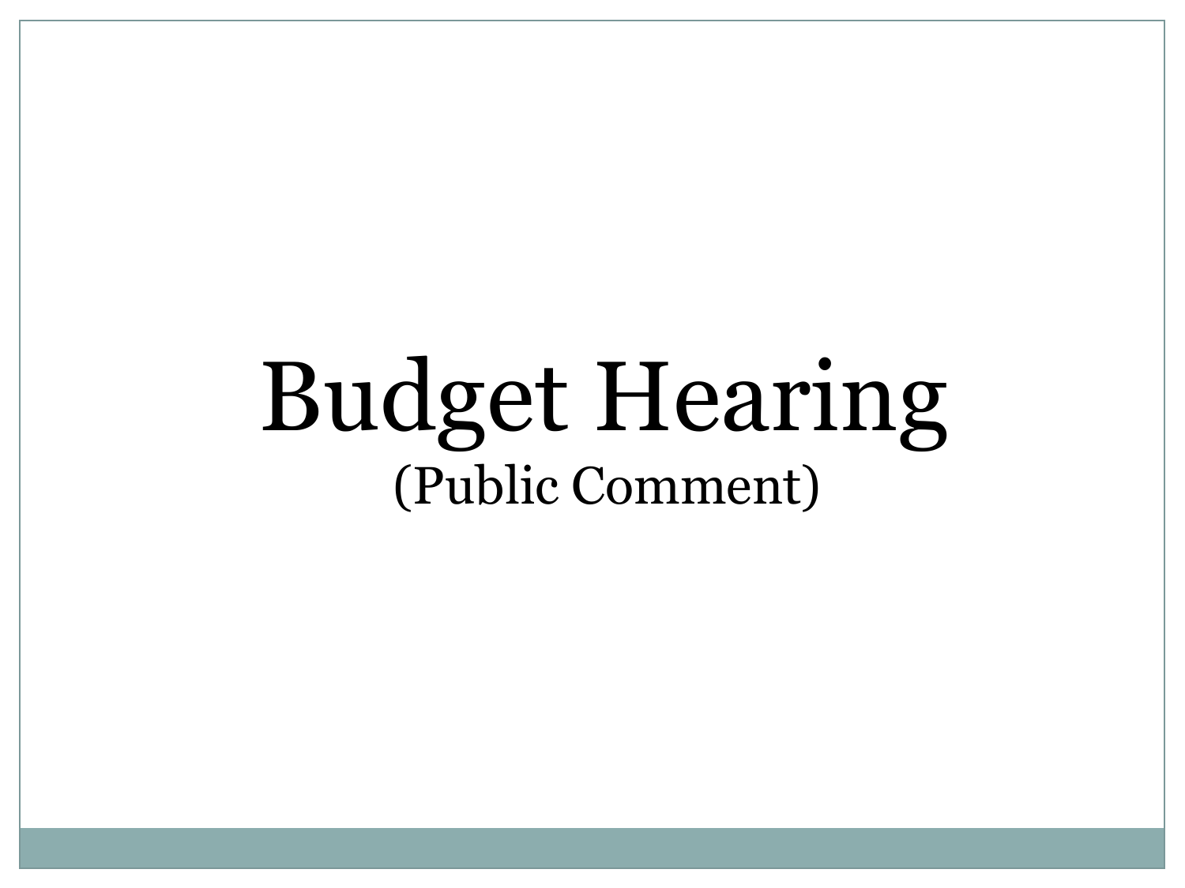# Budget Hearing

(Public Comment)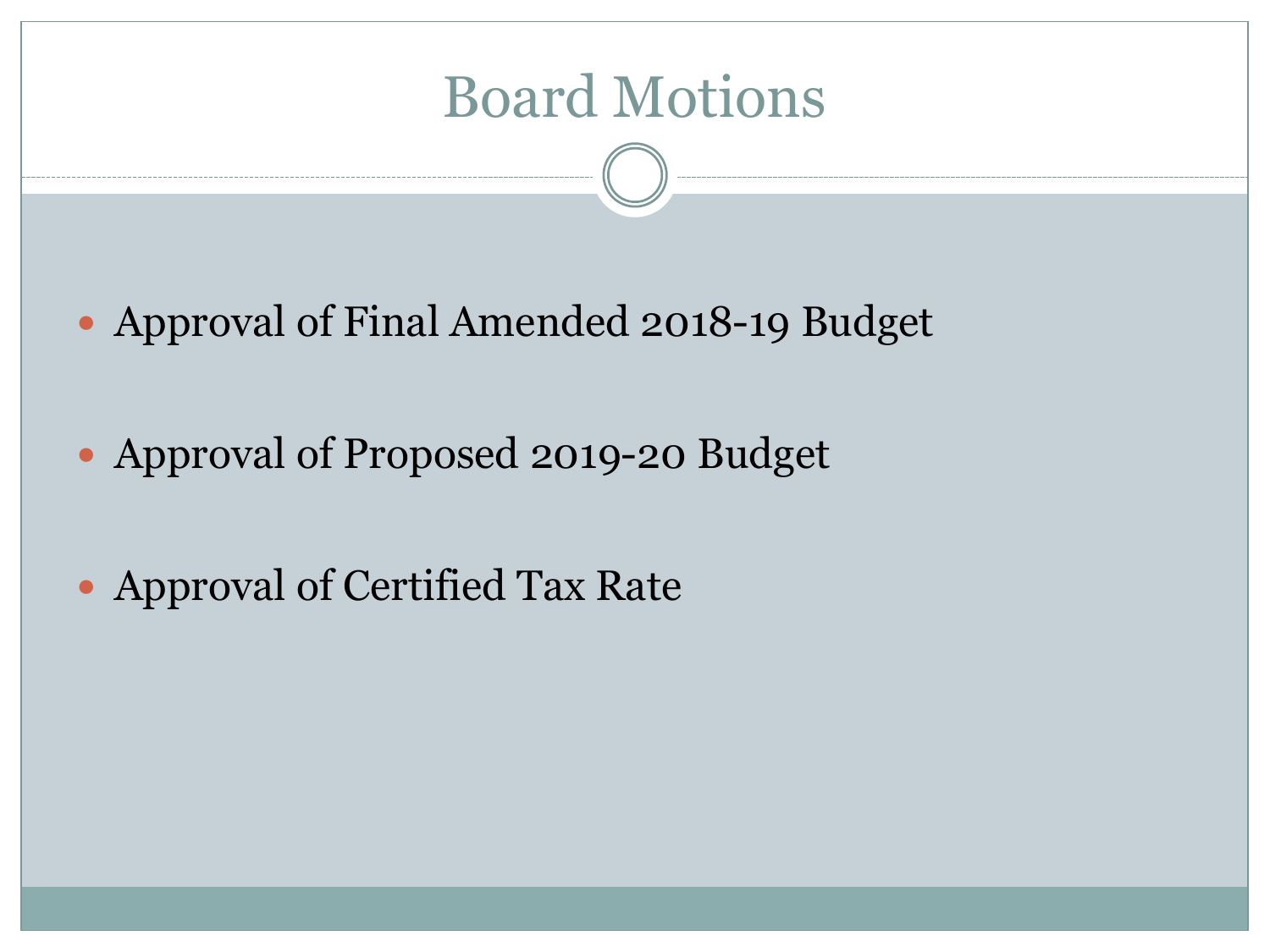# Board Motions

- Approval of Final Amended 2018-19 Budget
- Approval of Proposed 2019-20 Budget
- Approval of Certified Tax Rate